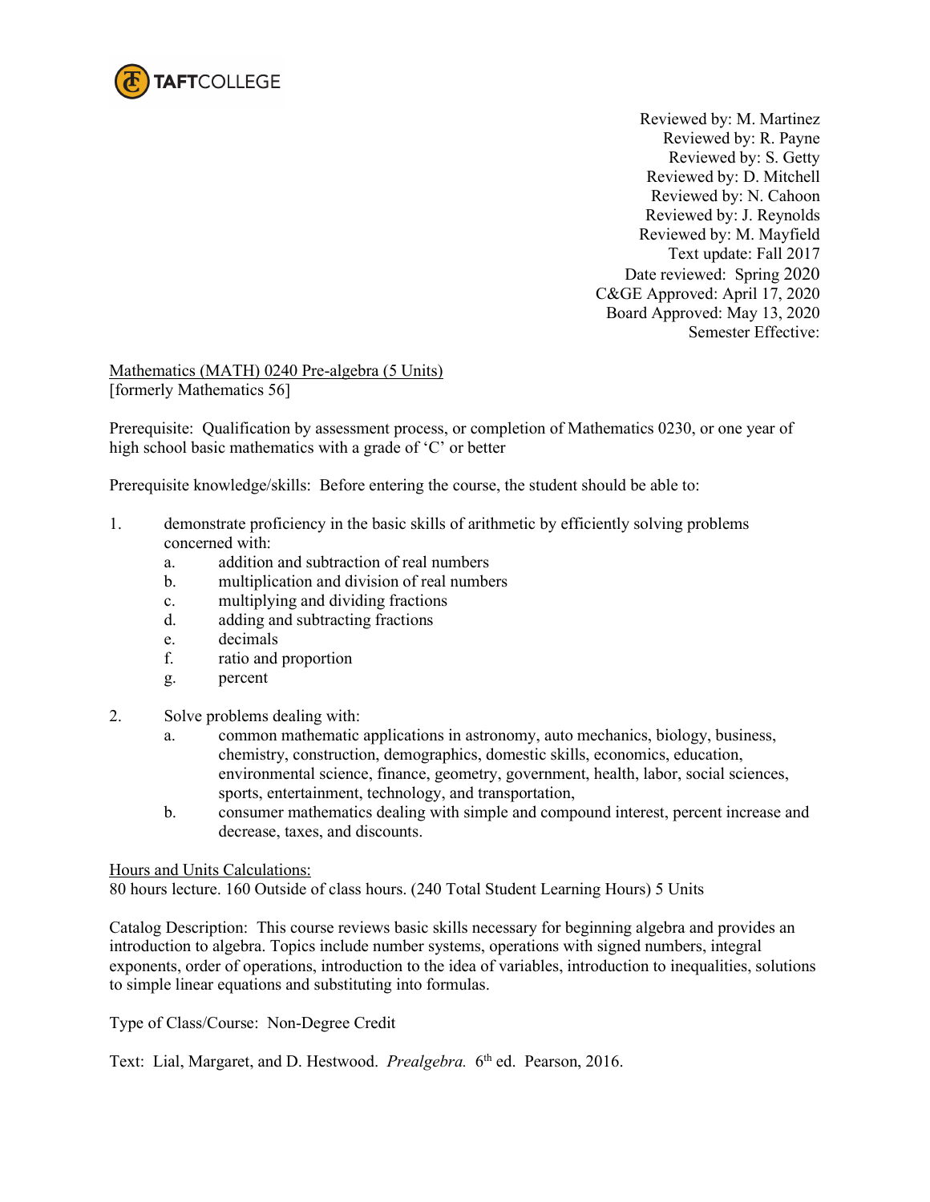TAFTCOLLEGE

Reviewed by: M. Martinez
Reviewed by: R. Payne
Reviewed by: S. Getty
Reviewed by: D. Mitchell
Reviewed by: N. Cahoon
Reviewed by: J. Reynolds
Reviewed by: M. Mayfield
Text update: Fall 2017
Date reviewed: Spring 2020
C&GE Approved: April 17, 2020
Board Approved: May 13, 2020
Semester Effective:

Mathematics (MATH) 0240 Pre-algebra (5 Units)
[formerly Mathematics 56]

Prerequisite: Qualification by assessment process, or completion of Mathematics 0230, or one year of high school basic mathematics with a grade of 'C' or better

Prerequisite knowledge/skills: Before entering the course, the student should be able to:

1. demonstrate proficiency in the basic skills of arithmetic by efficiently solving problems concerned with:
   a. addition and subtraction of real numbers
   b. multiplication and division of real numbers
   c. multiplying and dividing fractions
   d. adding and subtracting fractions
   e. decimals
   f. ratio and proportion
   g. percent

2. Solve problems dealing with:
   a. common mathematic applications in astronomy, auto mechanics, biology, business, chemistry, construction, demographics, domestic skills, economics, education, environmental science, finance, geometry, government, health, labor, social sciences, sports, entertainment, technology, and transportation,
   b. consumer mathematics dealing with simple and compound interest, percent increase and decrease, taxes, and discounts.

Hours and Units Calculations:
80 hours lecture. 160 Outside of class hours. (240 Total Student Learning Hours) 5 Units

Catalog Description: This course reviews basic skills necessary for beginning algebra and provides an introduction to algebra. Topics include number systems, operations with signed numbers, integral exponents, order of operations, introduction to the idea of variables, introduction to inequalities, solutions to simple linear equations and substituting into formulas.

Type of Class/Course: Non-Degree Credit

Text: Lial, Margaret, and D. Hestwood. *Prealgebra.* 6th ed. Pearson, 2016.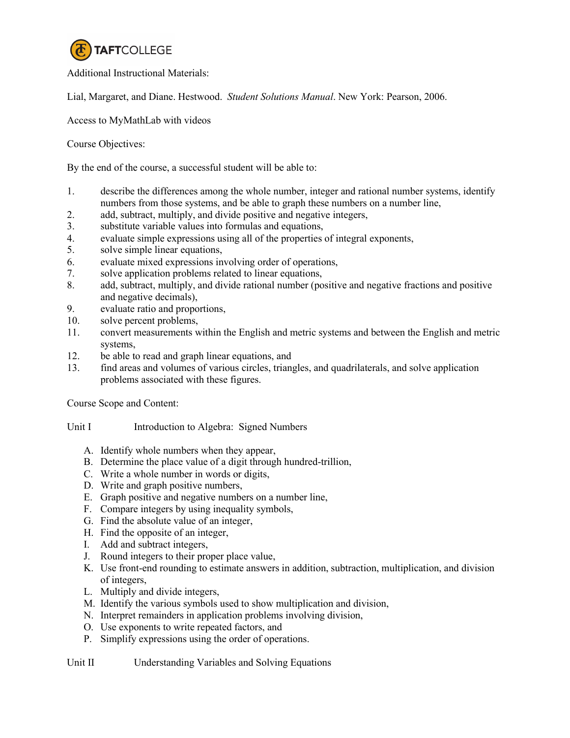Additional Instructional Materials:

Lial, Margaret, and Diane. Hestwood. *Student Solutions Manual*. New York: Pearson, 2006.

Access to MyMathLab with videos

Course Objectives:

By the end of the course, a successful student will be able to:

1. describe the differences among the whole number, integer and rational number systems, identify numbers from those systems, and be able to graph these numbers on a number line,
2. add, subtract, multiply, and divide positive and negative integers,
3. substitute variable values into formulas and equations,
4. evaluate simple expressions using all of the properties of integral exponents,
5. solve simple linear equations,
6. evaluate mixed expressions involving order of operations,
7. solve application problems related to linear equations,
8. add, subtract, multiply, and divide rational number (positive and negative fractions and positive and negative decimals),
9. evaluate ratio and proportions,
10. solve percent problems,
11. convert measurements within the English and metric systems and between the English and metric systems,
12. be able to read and graph linear equations, and
13. find areas and volumes of various circles, triangles, and quadrilaterals, and solve application problems associated with these figures.

Course Scope and Content:

Unit I Introduction to Algebra: Signed Numbers

A. Identify whole numbers when they appear,
B. Determine the place value of a digit through hundred-trillion,
C. Write a whole number in words or digits,
D. Write and graph positive numbers,
E. Graph positive and negative numbers on a number line,
F. Compare integers by using inequality symbols,
G. Find the absolute value of an integer,
H. Find the opposite of an integer,
I. Add and subtract integers,
J. Round integers to their proper place value,
K. Use front-end rounding to estimate answers in addition, subtraction, multiplication, and division of integers,
L. Multiply and divide integers,
M. Identify the various symbols used to show multiplication and division,
N. Interpret remainders in application problems involving division,
O. Use exponents to write repeated factors, and
P. Simplify expressions using the order of operations.

Unit II Understanding Variables and Solving Equations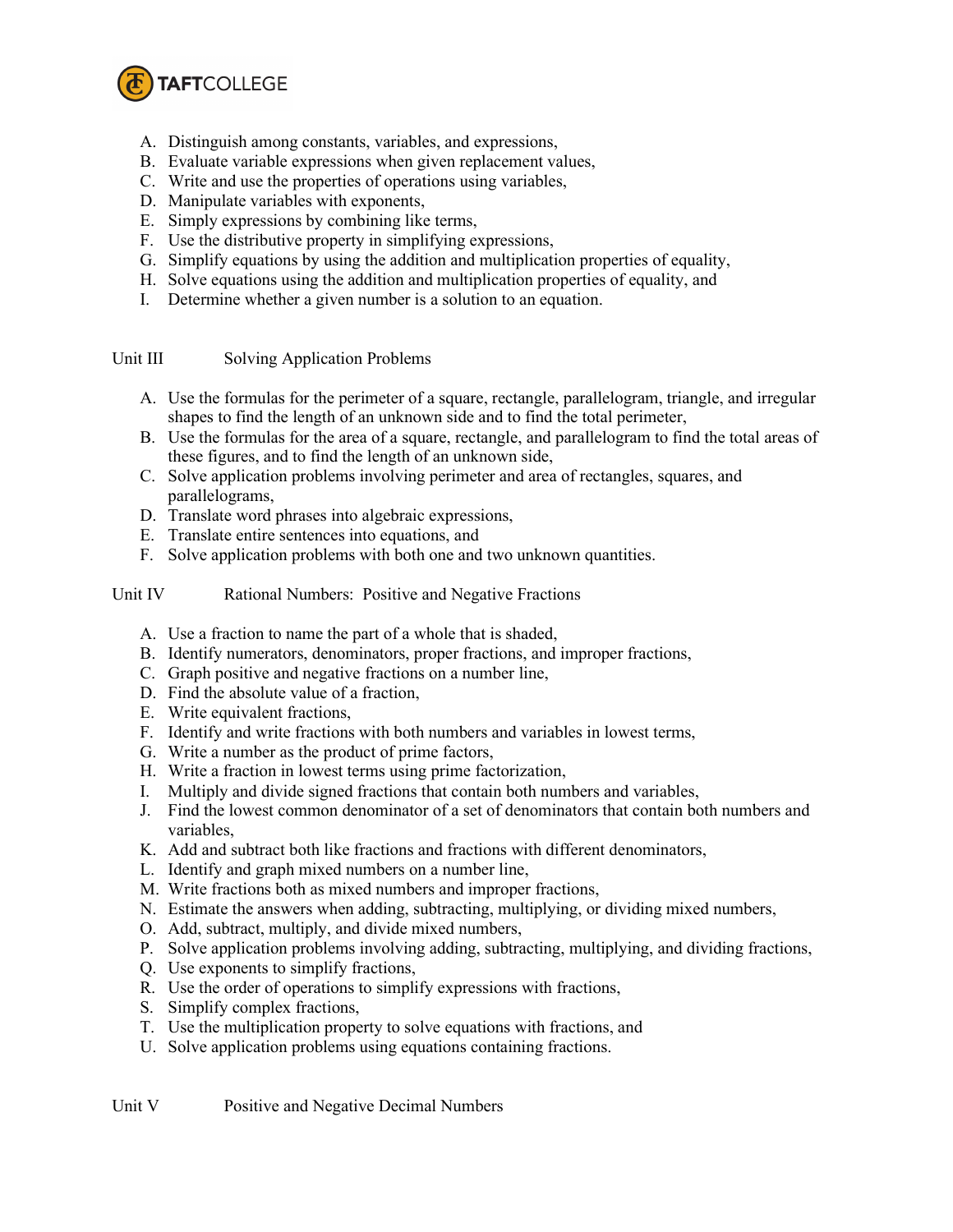A. Distinguish among constants, variables, and expressions,
B. Evaluate variable expressions when given replacement values,
C. Write and use the properties of operations using variables,
D. Manipulate variables with exponents,
E. Simply expressions by combining like terms,
F. Use the distributive property in simplifying expressions,
G. Simplify equations by using the addition and multiplication properties of equality,
H. Solve equations using the addition and multiplication properties of equality, and
I. Determine whether a given number is a solution to an equation.

Unit III Solving Application Problems

A. Use the formulas for the perimeter of a square, rectangle, parallelogram, triangle, and irregular shapes to find the length of an unknown side and to find the total perimeter,
B. Use the formulas for the area of a square, rectangle, and parallelogram to find the total areas of these figures, and to find the length of an unknown side,
C. Solve application problems involving perimeter and area of rectangles, squares, and parallelograms,
D. Translate word phrases into algebraic expressions,
E. Translate entire sentences into equations, and
F. Solve application problems with both one and two unknown quantities.

Unit IV Rational Numbers: Positive and Negative Fractions

A. Use a fraction to name the part of a whole that is shaded,
B. Identify numerators, denominators, proper fractions, and improper fractions,
C. Graph positive and negative fractions on a number line,
D. Find the absolute value of a fraction,
E. Write equivalent fractions,
F. Identify and write fractions with both numbers and variables in lowest terms,
G. Write a number as the product of prime factors,
H. Write a fraction in lowest terms using prime factorization,
I. Multiply and divide signed fractions that contain both numbers and variables,
J. Find the lowest common denominator of a set of denominators that contain both numbers and variables,
K. Add and subtract both like fractions and fractions with different denominators,
L. Identify and graph mixed numbers on a number line,
M. Write fractions both as mixed numbers and improper fractions,
N. Estimate the answers when adding, subtracting, multiplying, or dividing mixed numbers,
O. Add, subtract, multiply, and divide mixed numbers,
P. Solve application problems involving adding, subtracting, multiplying, and dividing fractions,
Q. Use exponents to simplify fractions,
R. Use the order of operations to simplify expressions with fractions,
S. Simplify complex fractions,
T. Use the multiplication property to solve equations with fractions, and
U. Solve application problems using equations containing fractions.

Unit V Positive and Negative Decimal Numbers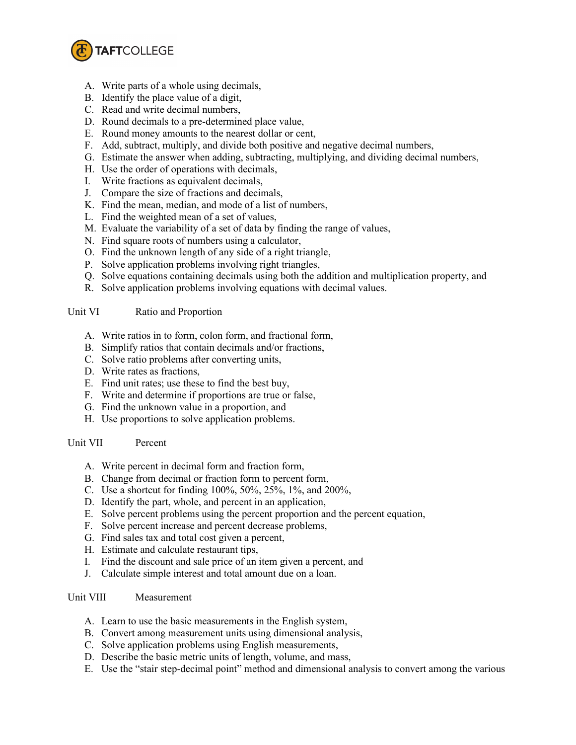A. Write parts of a whole using decimals,
B. Identify the place value of a digit,
C. Read and write decimal numbers,
D. Round decimals to a pre-determined place value,
E. Round money amounts to the nearest dollar or cent,
F. Add, subtract, multiply, and divide both positive and negative decimal numbers,
G. Estimate the answer when adding, subtracting, multiplying, and dividing decimal numbers,
H. Use the order of operations with decimals,
I. Write fractions as equivalent decimals,
J. Compare the size of fractions and decimals,
K. Find the mean, median, and mode of a list of numbers,
L. Find the weighted mean of a set of values,
M. Evaluate the variability of a set of data by finding the range of values,
N. Find square roots of numbers using a calculator,
O. Find the unknown length of any side of a right triangle,
P. Solve application problems involving right triangles,
Q. Solve equations containing decimals using both the addition and multiplication property, and
R. Solve application problems involving equations with decimal values.

Unit VI Ratio and Proportion

A. Write ratios in to form, colon form, and fractional form,
B. Simplify ratios that contain decimals and/or fractions,
C. Solve ratio problems after converting units,
D. Write rates as fractions,
E. Find unit rates; use these to find the best buy,
F. Write and determine if proportions are true or false,
G. Find the unknown value in a proportion, and
H. Use proportions to solve application problems.

Unit VII Percent

A. Write percent in decimal form and fraction form,
B. Change from decimal or fraction form to percent form,
C. Use a shortcut for finding 100%, 50%, 25%, 1%, and 200%,
D. Identify the part, whole, and percent in an application,
E. Solve percent problems using the percent proportion and the percent equation,
F. Solve percent increase and percent decrease problems,
G. Find sales tax and total cost given a percent,
H. Estimate and calculate restaurant tips,
I. Find the discount and sale price of an item given a percent, and
J. Calculate simple interest and total amount due on a loan.

Unit VIII Measurement

A. Learn to use the basic measurements in the English system,
B. Convert among measurement units using dimensional analysis,
C. Solve application problems using English measurements,
D. Describe the basic metric units of length, volume, and mass,
E. Use the “stair step-decimal point” method and dimensional analysis to convert among the various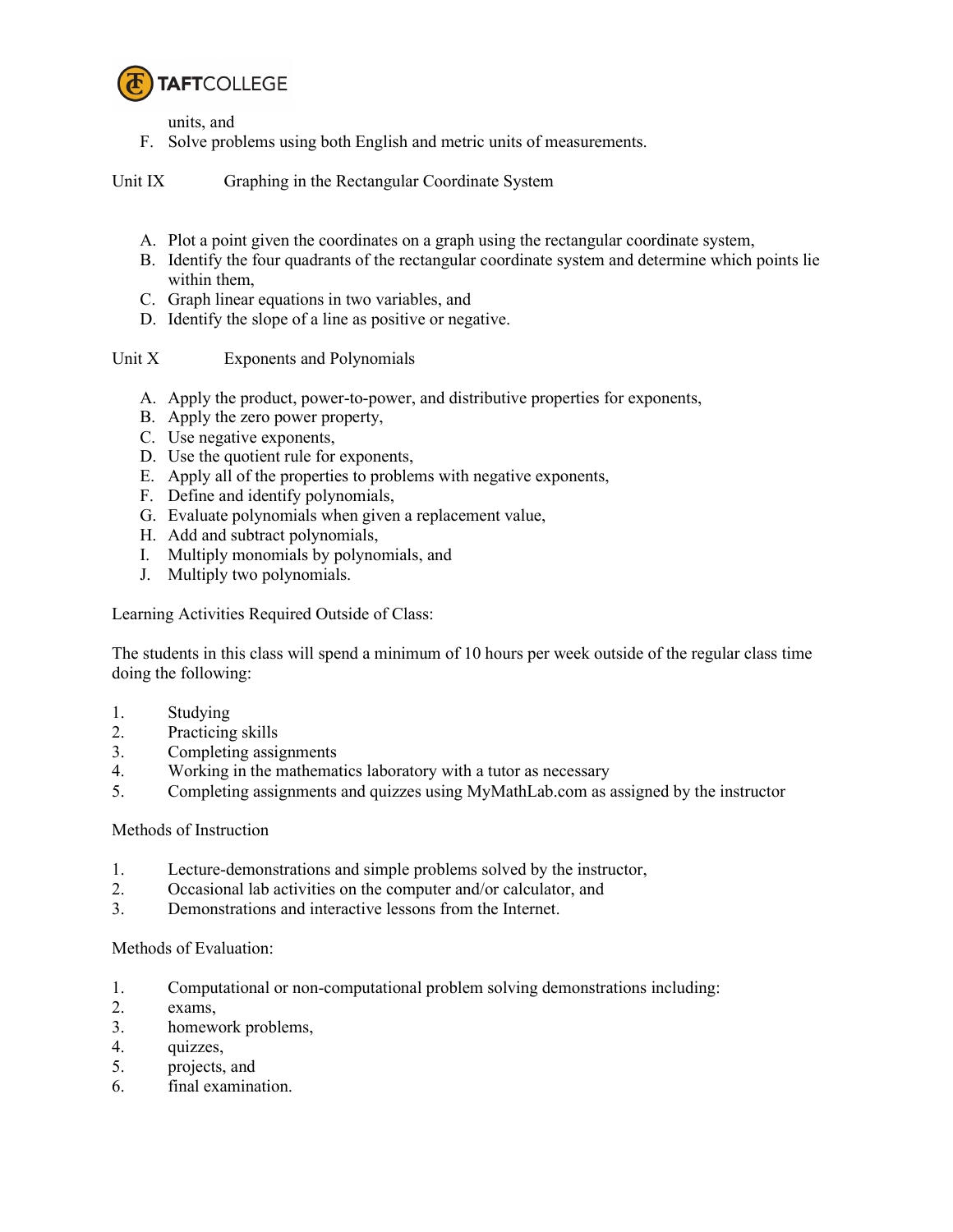units, and

F. Solve problems using both English and metric units of measurements.

Unit IX Graphing in the Rectangular Coordinate System

A. Plot a point given the coordinates on a graph using the rectangular coordinate system,
B. Identify the four quadrants of the rectangular coordinate system and determine which points lie within them,
C. Graph linear equations in two variables, and
D. Identify the slope of a line as positive or negative.

Unit X Exponents and Polynomials

A. Apply the product, power-to-power, and distributive properties for exponents,
B. Apply the zero power property,
C. Use negative exponents,
D. Use the quotient rule for exponents,
E. Apply all of the properties to problems with negative exponents,
F. Define and identify polynomials,
G. Evaluate polynomials when given a replacement value,
H. Add and subtract polynomials,
I. Multiply monomials by polynomials, and
J. Multiply two polynomials.

Learning Activities Required Outside of Class:

The students in this class will spend a minimum of 10 hours per week outside of the regular class time doing the following:

1. Studying
2. Practicing skills
3. Completing assignments
4. Working in the mathematics laboratory with a tutor as necessary
5. Completing assignments and quizzes using MyMathLab.com as assigned by the instructor

Methods of Instruction

1. Lecture-demonstrations and simple problems solved by the instructor,
2. Occasional lab activities on the computer and/or calculator, and
3. Demonstrations and interactive lessons from the Internet.

Methods of Evaluation:

1. Computational or non-computational problem solving demonstrations including:
2. exams,
3. homework problems,
4. quizzes,
5. projects, and
6. final examination.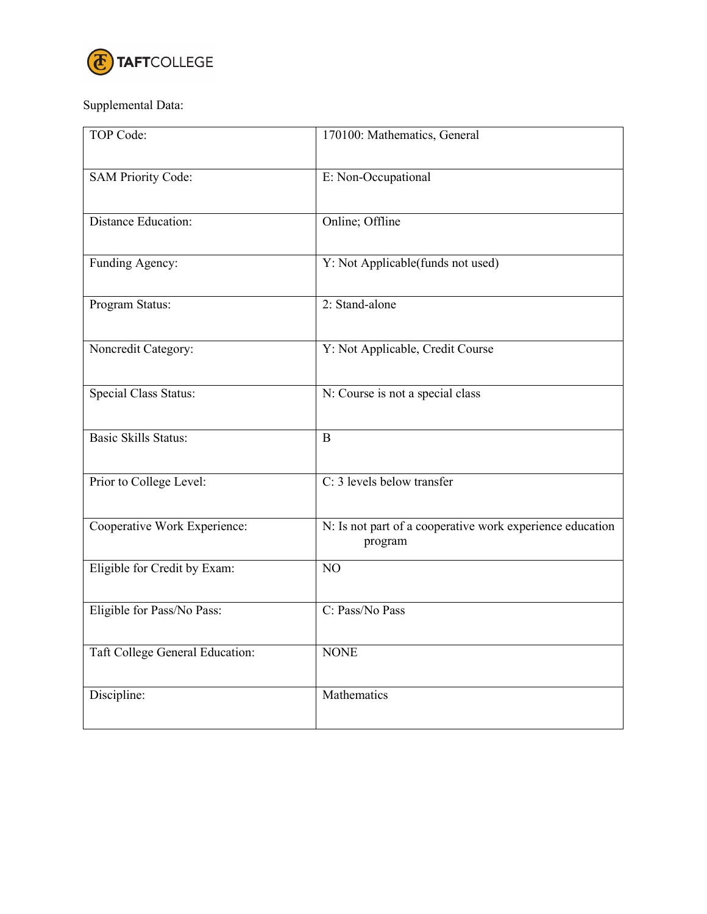Supplemental Data:

| | |
|---|---|
| TOP Code: | 170100: Mathematics, General |
| SAM Priority Code: | E: Non-Occupational |
| Distance Education: | Online; Offline |
| Funding Agency: | Y: Not Applicable(funds not used) |
| Program Status: | 2: Stand-alone |
| Noncredit Category: | Y: Not Applicable, Credit Course |
| Special Class Status: | N: Course is not a special class |
| Basic Skills Status: | B |
| Prior to College Level: | C: 3 levels below transfer |
| Cooperative Work Experience: | N: Is not part of a cooperative work experience education program |
| Eligible for Credit by Exam: | NO |
| Eligible for Pass/No Pass: | C: Pass/No Pass |
| Taft College General Education: | NONE |
| Discipline: | Mathematics |